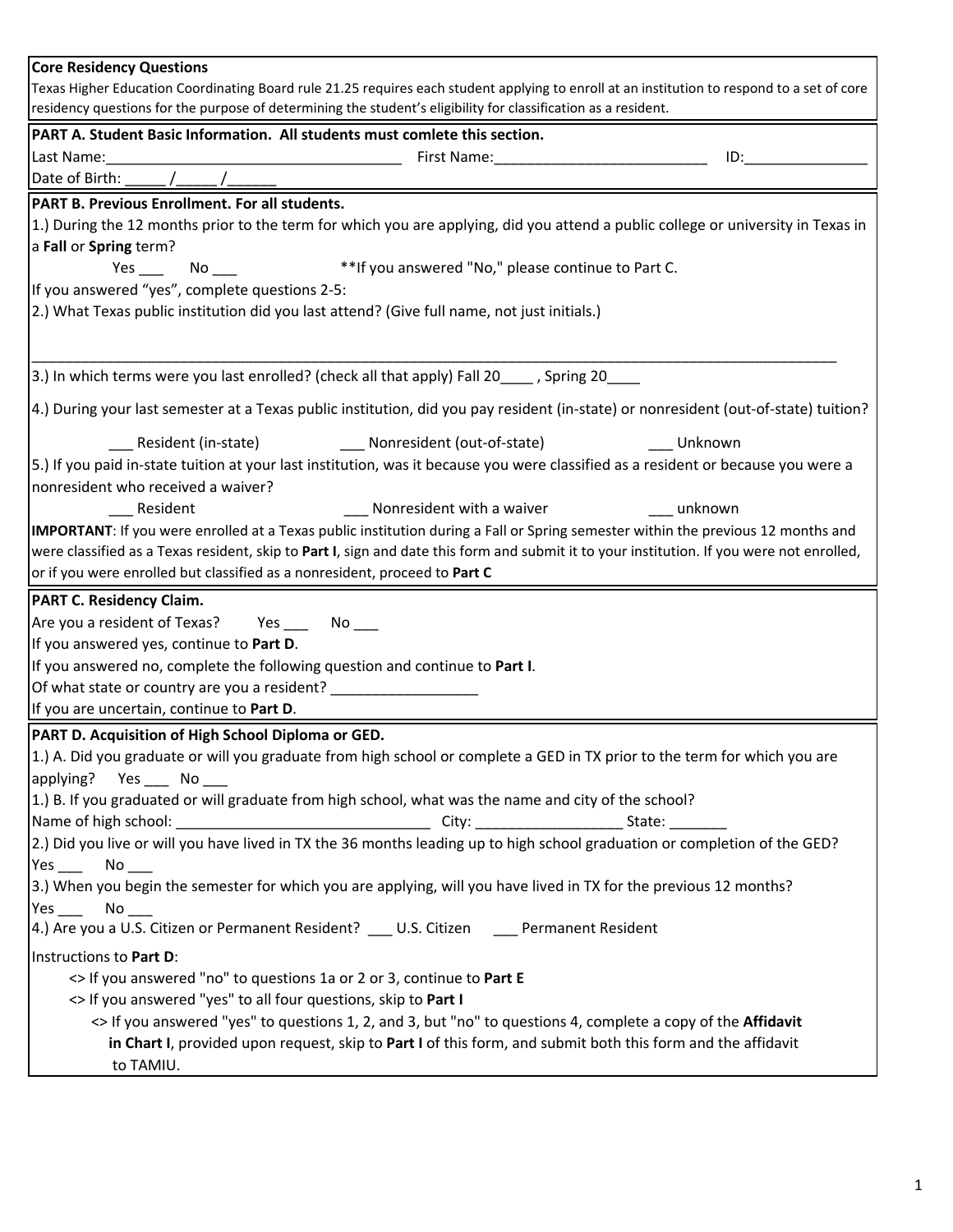**Core Residency Questions**

Texas Higher Education Coordinating Board rule 21.25 requires each student applying to enroll at an institution to respond to a set of core residency questions for the purpose of determining the student's eligibility for classification as a resident.

**PART A. Student Basic Information. All students must comlete this section.**

Last Name:______________________________________ First Name:___________________________ ID:_______________

Date of Birth: _____ /_____ /______

**PART B. Previous Enrollment. For all students.**

1.) During the 12 months prior to the term for which you are applying, did you attend a public college or university in Texas in a **Fall** or **Spring** term?

Yes ___ No ___ **If you answered "No," please continue to Part C.

If you answered "yes", complete questions 2-5:

2.) What Texas public institution did you last attend? (Give full name, not just initials.)

_____________________________________________________________________________________________________________

3.) In which terms were you last enrolled? (check all that apply) Fall 20____ , Spring 20____

4.) During your last semester at a Texas public institution, did you pay resident (in-state) or nonresident (out-of-state) tuition?

___ Resident (in-state) ___ Nonresident (out-of-state) ___ Unknown

5.) If you paid in-state tuition at your last institution, was it because you were classified as a resident or because you were a nonresident who received a waiver?

___ Resident ___ Nonresident with a waiver ___ unknown

**IMPORTANT**: If you were enrolled at a Texas public institution during a Fall or Spring semester within the previous 12 months and were classified as a Texas resident, skip to **Part I**, sign and date this form and submit it to your institution. If you were not enrolled, or if you were enrolled but classified as a nonresident, proceed to **Part C**

**PART C. Residency Claim.**

Are you a resident of Texas? Yes ___ No ___

If you answered yes, continue to **Part D**.

If you answered no, complete the following question and continue to **Part I**.

Of what state or country are you a resident? __________________

If you are uncertain, continue to **Part D**.

**PART D. Acquisition of High School Diploma or GED.**

1.) A. Did you graduate or will you graduate from high school or complete a GED in TX prior to the term for which you are applying? Yes ___ No ___

1.) B. If you graduated or will graduate from high school, what was the name and city of the school?

Name of high school: _______________________________ City: __________________ State: _______

2.) Did you live or will you have lived in TX the 36 months leading up to high school graduation or completion of the GED?

Yes ___ No ___

3.) When you begin the semester for which you are applying, will you have lived in TX for the previous 12 months?

Yes ___ No ___

4.) Are you a U.S. Citizen or Permanent Resident? ___ U.S. Citizen ___ Permanent Resident

Instructions to **Part D**:

- <> If you answered "no" to questions 1a or 2 or 3, continue to **Part E**
- <> If you answered "yes" to all four questions, skip to **Part I**
  - <> If you answered "yes" to questions 1, 2, and 3, but "no" to questions 4, complete a copy of the **Affidavit in Chart I**, provided upon request, skip to **Part I** of this form, and submit both this form and the affidavit to TAMIU.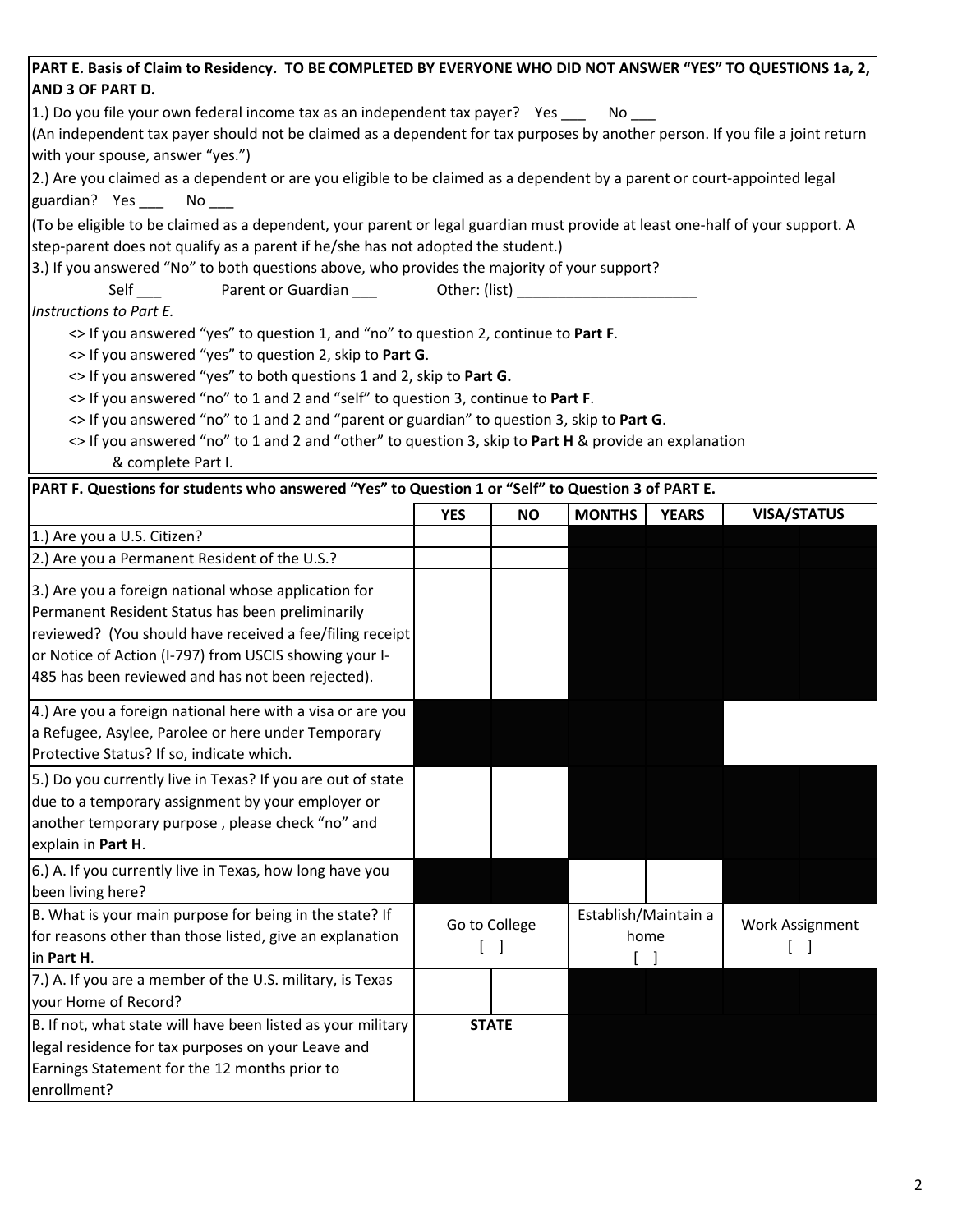**PART E. Basis of Claim to Residency. TO BE COMPLETED BY EVERYONE WHO DID NOT ANSWER "YES" TO QUESTIONS 1a, 2, AND 3 OF PART D.**

1.) Do you file your own federal income tax as an independent tax payer? Yes ___ No ___

(An independent tax payer should not be claimed as a dependent for tax purposes by another person. If you file a joint return with your spouse, answer "yes.")

2.) Are you claimed as a dependent or are you eligible to be claimed as a dependent by a parent or court-appointed legal guardian? Yes ___ No ___

(To be eligible to be claimed as a dependent, your parent or legal guardian must provide at least one-half of your support. A step-parent does not qualify as a parent if he/she has not adopted the student.)

3.) If you answered "No" to both questions above, who provides the majority of your support?

Self ___ Parent or Guardian ___ Other: (list) ______________________

*Instructions to Part E.*

- <> If you answered "yes" to question 1, and "no" to question 2, continue to **Part F**.
- <> If you answered "yes" to question 2, skip to **Part G**.
- <> If you answered "yes" to both questions 1 and 2, skip to **Part G.**
- <> If you answered "no" to 1 and 2 and "self" to question 3, continue to **Part F**.
- <> If you answered "no" to 1 and 2 and "parent or guardian" to question 3, skip to **Part G**.
- <> If you answered "no" to 1 and 2 and "other" to question 3, skip to **Part H** & provide an explanation & complete Part I.

**PART F. Questions for students who answered "Yes" to Question 1 or "Self" to Question 3 of PART E.**

| | YES | NO | MONTHS | YEARS | VISA/STATUS |
|---|---|---|---|---|---|
| 1.) Are you a U.S. Citizen? | | | | | |
| 2.) Are you a Permanent Resident of the U.S.? | | | | | |
| 3.) Are you a foreign national whose application for Permanent Resident Status has been preliminarily reviewed? (You should have received a fee/filing receipt or Notice of Action (I-797) from USCIS showing your I-485 has been reviewed and has not been rejected). | | | | | |
| 4.) Are you a foreign national here with a visa or are you a Refugee, Asylee, Parolee or here under Temporary Protective Status? If so, indicate which. | | | | | |
| 5.) Do you currently live in Texas? If you are out of state due to a temporary assignment by your employer or another temporary purpose , please check "no" and explain in **Part H**. | | | | | |
| 6.) A. If you currently live in Texas, how long have you been living here? | | | | | |
| B. What is your main purpose for being in the state? If for reasons other than those listed, give an explanation in **Part H**. | Go to College [ ] | | Establish/Maintain a home [ ] | | Work Assignment [ ] |
| 7.) A. If you are a member of the U.S. military, is Texas your Home of Record? | | | | | |
| B. If not, what state will have been listed as your military legal residence for tax purposes on your Leave and Earnings Statement for the 12 months prior to enrollment? | **STATE** | | | | |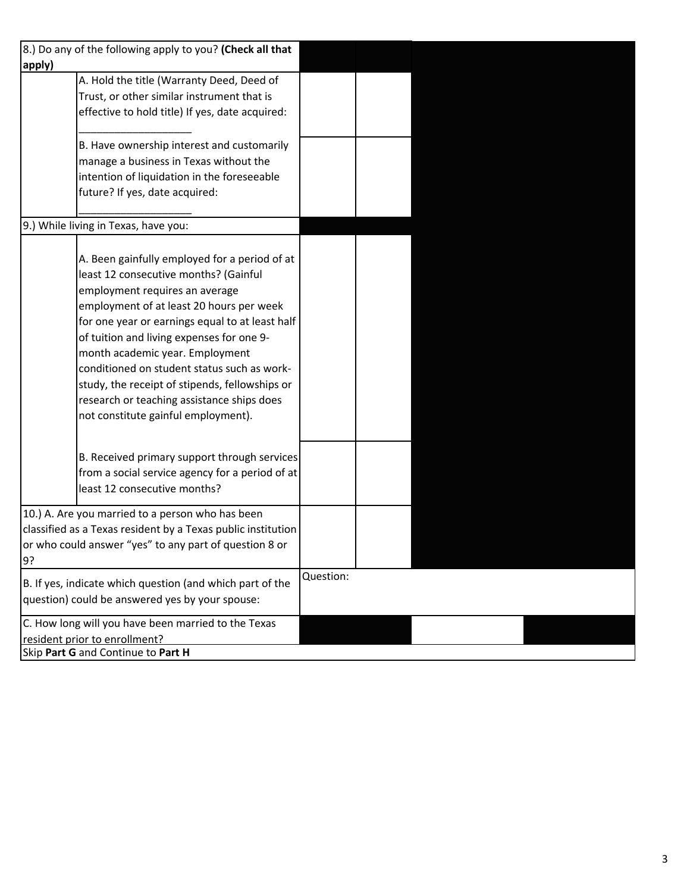| | | | | | |
|---|---|---|---|---|---|
| 8.) Do any of the following apply to you? **(Check all that apply)** | | | | | |
| | A. Hold the title (Warranty Deed, Deed of Trust, or other similar instrument that is effective to hold title) If yes, date acquired: ___________________ | | | | |
| | B. Have ownership interest and customarily manage a business in Texas without the intention of liquidation in the foreseeable future? If yes, date acquired: ___________________ | | | | |
| 9.) While living in Texas, have you: | | | | | |
| | A. Been gainfully employed for a period of at least 12 consecutive months? (Gainful employment requires an average employment of at least 20 hours per week for one year or earnings equal to at least half of tuition and living expenses for one 9-month academic year. Employment conditioned on student status such as work-study, the receipt of stipends, fellowships or research or teaching assistance ships does not constitute gainful employment). | | | | |
| | B. Received primary support through services from a social service agency for a period of at least 12 consecutive months? | | | | |
| 10.) A. Are you married to a person who has been classified as a Texas resident by a Texas public institution or who could answer "yes" to any part of question 8 or 9? | | | | | |
| B. If yes, indicate which question (and which part of the question) could be answered yes by your spouse: | | Question: | | | |
| C. How long will you have been married to the Texas resident prior to enrollment? | | | | | |
| Skip **Part G** and Continue to **Part H** | | | | | |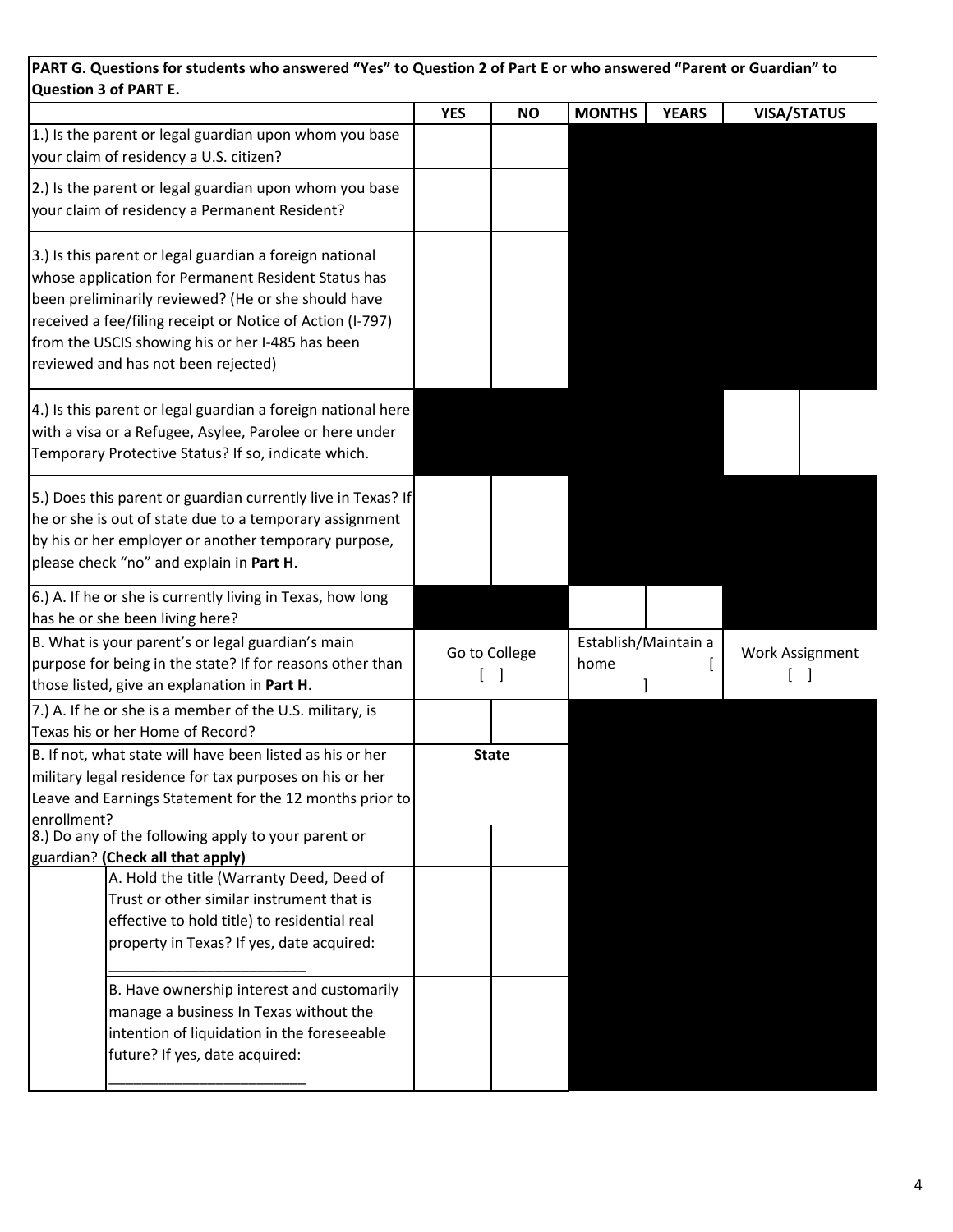| **PART G. Questions for students who answered "Yes" to Question 2 of Part E or who answered "Parent or Guardian" to Question 3 of PART E.** | | | | | |
|---|---|---|---|---|---|
| | **YES** | **NO** | **MONTHS** | **YEARS** | **VISA/STATUS** |
| 1.) Is the parent or legal guardian upon whom you base your claim of residency a U.S. citizen? | | | | | |
| 2.) Is the parent or legal guardian upon whom you base your claim of residency a Permanent Resident? | | | | | |
| 3.) Is this parent or legal guardian a foreign national whose application for Permanent Resident Status has been preliminarily reviewed? (He or she should have received a fee/filing receipt or Notice of Action (I-797) from the USCIS showing his or her I-485 has been reviewed and has not been rejected) | | | | | |
| 4.) Is this parent or legal guardian a foreign national here with a visa or a Refugee, Asylee, Parolee or here under Temporary Protective Status? If so, indicate which. | | | | | |
| 5.) Does this parent or guardian currently live in Texas? If he or she is out of state due to a temporary assignment by his or her employer or another temporary purpose, please check "no" and explain in **Part H**. | | | | | |
| 6.) A. If he or she is currently living in Texas, how long has he or she been living here? | | | | | |
| B. What is your parent's or legal guardian's main purpose for being in the state? If for reasons other than those listed, give an explanation in **Part H**. | Go to College [ ] | | Establish/Maintain a home [ ] | | Work Assignment [ ] |
| 7.) A. If he or she is a member of the U.S. military, is Texas his or her Home of Record? | | | | | |
| B. If not, what state will have been listed as his or her military legal residence for tax purposes on his or her Leave and Earnings Statement for the 12 months prior to enrollment? | **State** | | | | |
| 8.) Do any of the following apply to your parent or guardian? **(Check all that apply)** | | | | | |
| A. Hold the title (Warranty Deed, Deed of Trust or other similar instrument that is effective to hold title) to residential real property in Texas? If yes, date acquired: ____________________ | | | | | |
| B. Have ownership interest and customarily manage a business In Texas without the intention of liquidation in the foreseeable future? If yes, date acquired: ____________________ | | | | | |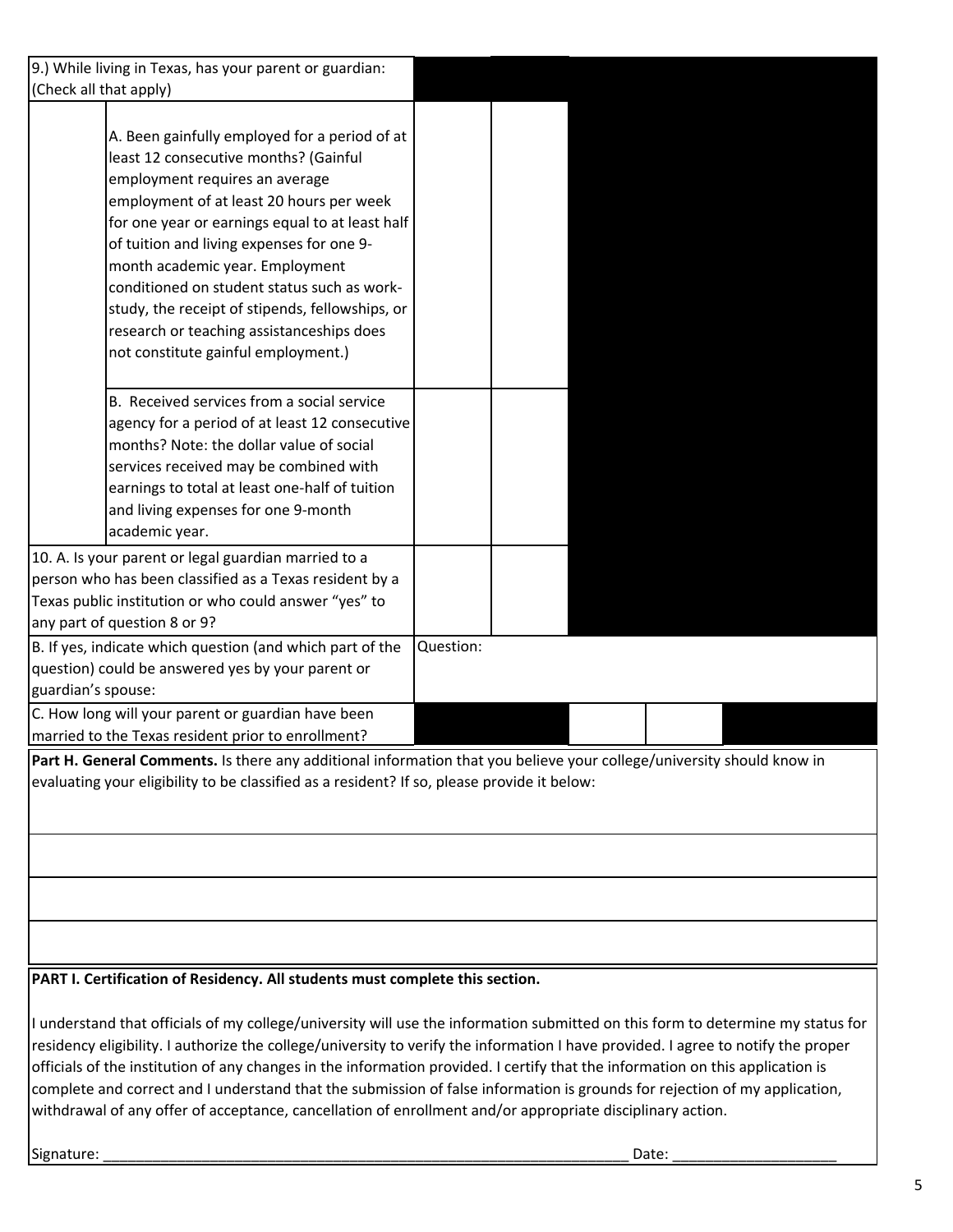| | | | | |
|---|---|---|---|---|
| 9.) While living in Texas, has your parent or guardian: (Check all that apply) | | | | |
| | A. Been gainfully employed for a period of at least 12 consecutive months? (Gainful employment requires an average employment of at least 20 hours per week for one year or earnings equal to at least half of tuition and living expenses for one 9-month academic year. Employment conditioned on student status such as work-study, the receipt of stipends, fellowships, or research or teaching assistanceships does not constitute gainful employment.) | | | |
| | B. Received services from a social service agency for a period of at least 12 consecutive months? Note: the dollar value of social services received may be combined with earnings to total at least one-half of tuition and living expenses for one 9-month academic year. | | | |
| 10. A. Is your parent or legal guardian married to a person who has been classified as a Texas resident by a Texas public institution or who could answer "yes" to any part of question 8 or 9? | | | | |
| B. If yes, indicate which question (and which part of the question) could be answered yes by your parent or guardian's spouse: | | Question: | | |
| C. How long will your parent or guardian have been married to the Texas resident prior to enrollment? | | | | |

**Part H. General Comments.** Is there any additional information that you believe your college/university should know in evaluating your eligibility to be classified as a resident? If so, please provide it below:

**PART I. Certification of Residency. All students must complete this section.**

I understand that officials of my college/university will use the information submitted on this form to determine my status for residency eligibility. I authorize the college/university to verify the information I have provided. I agree to notify the proper officials of the institution of any changes in the information provided. I certify that the information on this application is complete and correct and I understand that the submission of false information is grounds for rejection of my application, withdrawal of any offer of acceptance, cancellation of enrollment and/or appropriate disciplinary action.

Signature: ____________________________________________________________________ Date: ____________________